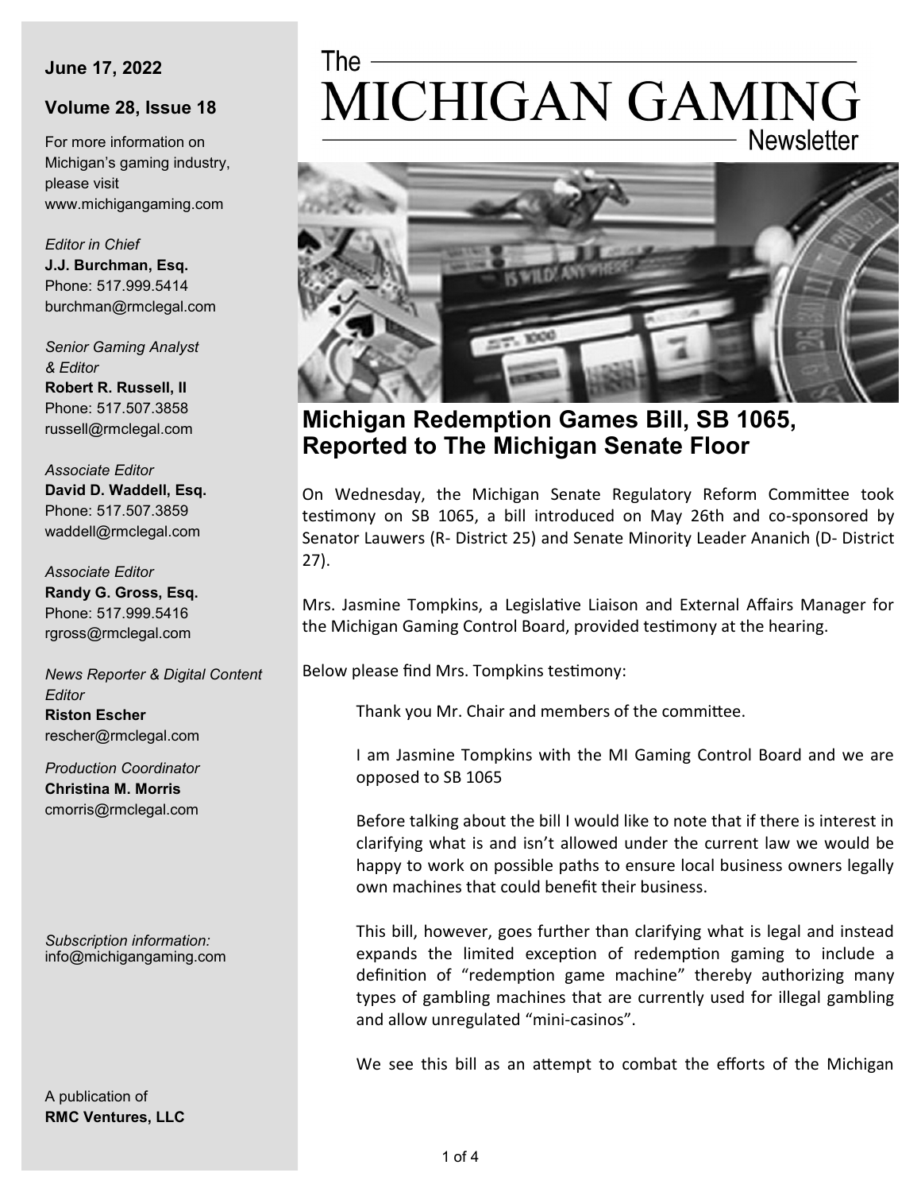# The MICHIGAN GAMING Newsletter

**June 17, 2022**

**Volume 28, Issue 18**

For more information on Michigan's gaming industry, please visit www.michigangaming.com

*Editor in Chief*
**J.J. Burchman, Esq.**
Phone: 517.999.5414
burchman@rmclegal.com

*Senior Gaming Analyst & Editor*
**Robert R. Russell, II**
Phone: 517.507.3858
russell@rmclegal.com

*Associate Editor*
**David D. Waddell, Esq.**
Phone: 517.507.3859
waddell@rmclegal.com

*Associate Editor*
**Randy G. Gross, Esq.**
Phone: 517.999.5416
rgross@rmclegal.com

*News Reporter & Digital Content Editor*
**Riston Escher**
rescher@rmclegal.com

*Production Coordinator*
**Christina M. Morris**
cmorris@rmclegal.com

*Subscription information:*
info@michigangaming.com

A publication of
**RMC Ventures, LLC**

## Michigan Redemption Games Bill, SB 1065, Reported to The Michigan Senate Floor

On Wednesday, the Michigan Senate Regulatory Reform Committee took testimony on SB 1065, a bill introduced on May 26th and co-sponsored by Senator Lauwers (R- District 25) and Senate Minority Leader Ananich (D- District 27).

Mrs. Jasmine Tompkins, a Legislative Liaison and External Affairs Manager for the Michigan Gaming Control Board, provided testimony at the hearing.

Below please find Mrs. Tompkins testimony:

> Thank you Mr. Chair and members of the committee.
>
> I am Jasmine Tompkins with the MI Gaming Control Board and we are opposed to SB 1065
>
> Before talking about the bill I would like to note that if there is interest in clarifying what is and isn't allowed under the current law we would be happy to work on possible paths to ensure local business owners legally own machines that could benefit their business.
>
> This bill, however, goes further than clarifying what is legal and instead expands the limited exception of redemption gaming to include a definition of "redemption game machine" thereby authorizing many types of gambling machines that are currently used for illegal gambling and allow unregulated "mini-casinos".
>
> We see this bill as an attempt to combat the efforts of the Michigan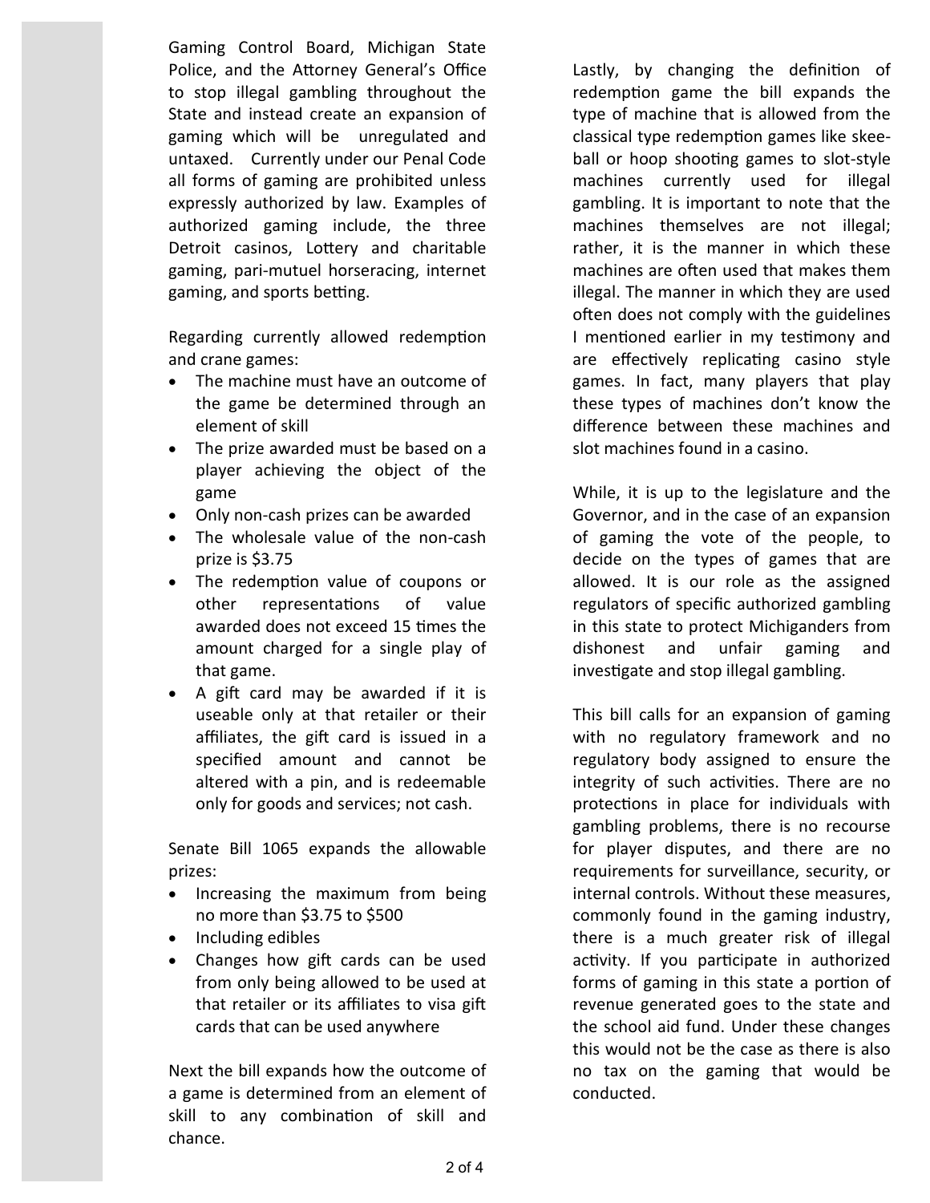Gaming Control Board, Michigan State Police, and the Attorney General's Office to stop illegal gambling throughout the State and instead create an expansion of gaming which will be unregulated and untaxed. Currently under our Penal Code all forms of gaming are prohibited unless expressly authorized by law. Examples of authorized gaming include, the three Detroit casinos, Lottery and charitable gaming, pari-mutuel horseracing, internet gaming, and sports betting.

Regarding currently allowed redemption and crane games:

- The machine must have an outcome of the game be determined through an element of skill
- The prize awarded must be based on a player achieving the object of the game
- Only non-cash prizes can be awarded
- The wholesale value of the non-cash prize is $3.75
- The redemption value of coupons or other representations of value awarded does not exceed 15 times the amount charged for a single play of that game.
- A gift card may be awarded if it is useable only at that retailer or their affiliates, the gift card is issued in a specified amount and cannot be altered with a pin, and is redeemable only for goods and services; not cash.

Senate Bill 1065 expands the allowable prizes:

- Increasing the maximum from being no more than $3.75 to $500
- Including edibles
- Changes how gift cards can be used from only being allowed to be used at that retailer or its affiliates to visa gift cards that can be used anywhere

Next the bill expands how the outcome of a game is determined from an element of skill to any combination of skill and chance.

Lastly, by changing the definition of redemption game the bill expands the type of machine that is allowed from the classical type redemption games like skee-ball or hoop shooting games to slot-style machines currently used for illegal gambling. It is important to note that the machines themselves are not illegal; rather, it is the manner in which these machines are often used that makes them illegal. The manner in which they are used often does not comply with the guidelines I mentioned earlier in my testimony and are effectively replicating casino style games. In fact, many players that play these types of machines don't know the difference between these machines and slot machines found in a casino.

While, it is up to the legislature and the Governor, and in the case of an expansion of gaming the vote of the people, to decide on the types of games that are allowed. It is our role as the assigned regulators of specific authorized gambling in this state to protect Michiganders from dishonest and unfair gaming and investigate and stop illegal gambling.

This bill calls for an expansion of gaming with no regulatory framework and no regulatory body assigned to ensure the integrity of such activities. There are no protections in place for individuals with gambling problems, there is no recourse for player disputes, and there are no requirements for surveillance, security, or internal controls. Without these measures, commonly found in the gaming industry, there is a much greater risk of illegal activity. If you participate in authorized forms of gaming in this state a portion of revenue generated goes to the state and the school aid fund. Under these changes this would not be the case as there is also no tax on the gaming that would be conducted.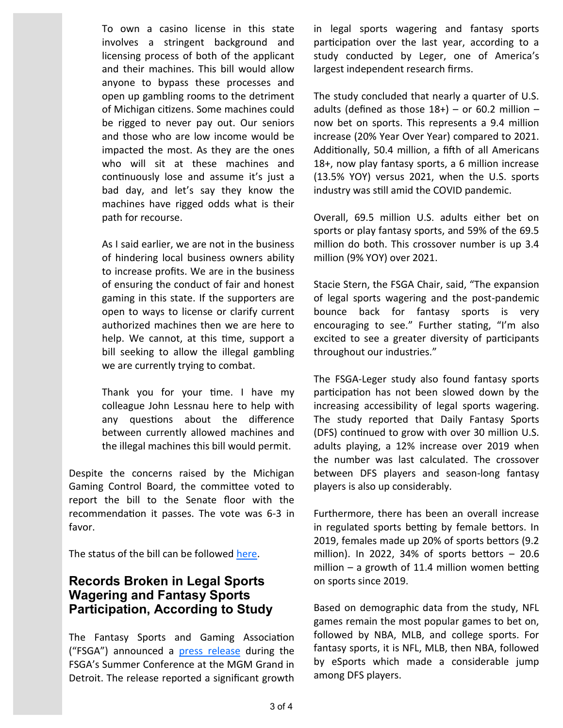> To own a casino license in this state involves a stringent background and licensing process of both of the applicant and their machines. This bill would allow anyone to bypass these processes and open up gambling rooms to the detriment of Michigan citizens. Some machines could be rigged to never pay out. Our seniors and those who are low income would be impacted the most. As they are the ones who will sit at these machines and continuously lose and assume it's just a bad day, and let's say they know the machines have rigged odds what is their path for recourse.
>
> As I said earlier, we are not in the business of hindering local business owners ability to increase profits. We are in the business of ensuring the conduct of fair and honest gaming in this state. If the supporters are open to ways to license or clarify current authorized machines then we are here to help. We cannot, at this time, support a bill seeking to allow the illegal gambling we are currently trying to combat.
>
> Thank you for your time. I have my colleague John Lessnau here to help with any questions about the difference between currently allowed machines and the illegal machines this bill would permit.

Despite the concerns raised by the Michigan Gaming Control Board, the committee voted to report the bill to the Senate floor with the recommendation it passes. The vote was 6-3 in favor.

The status of the bill can be followed here.

## Records Broken in Legal Sports Wagering and Fantasy Sports Participation, According to Study

The Fantasy Sports and Gaming Association ("FSGA") announced a press release during the FSGA's Summer Conference at the MGM Grand in Detroit. The release reported a significant growth in legal sports wagering and fantasy sports participation over the last year, according to a study conducted by Leger, one of America's largest independent research firms.

The study concluded that nearly a quarter of U.S. adults (defined as those 18+) – or 60.2 million – now bet on sports. This represents a 9.4 million increase (20% Year Over Year) compared to 2021. Additionally, 50.4 million, a fifth of all Americans 18+, now play fantasy sports, a 6 million increase (13.5% YOY) versus 2021, when the U.S. sports industry was still amid the COVID pandemic.

Overall, 69.5 million U.S. adults either bet on sports or play fantasy sports, and 59% of the 69.5 million do both. This crossover number is up 3.4 million (9% YOY) over 2021.

Stacie Stern, the FSGA Chair, said, "The expansion of legal sports wagering and the post-pandemic bounce back for fantasy sports is very encouraging to see." Further stating, "I'm also excited to see a greater diversity of participants throughout our industries."

The FSGA-Leger study also found fantasy sports participation has not been slowed down by the increasing accessibility of legal sports wagering. The study reported that Daily Fantasy Sports (DFS) continued to grow with over 30 million U.S. adults playing, a 12% increase over 2019 when the number was last calculated. The crossover between DFS players and season-long fantasy players is also up considerably.

Furthermore, there has been an overall increase in regulated sports betting by female bettors. In 2019, females made up 20% of sports bettors (9.2 million). In 2022, 34% of sports bettors – 20.6 million – a growth of 11.4 million women betting on sports since 2019.

Based on demographic data from the study, NFL games remain the most popular games to bet on, followed by NBA, MLB, and college sports. For fantasy sports, it is NFL, MLB, then NBA, followed by eSports which made a considerable jump among DFS players.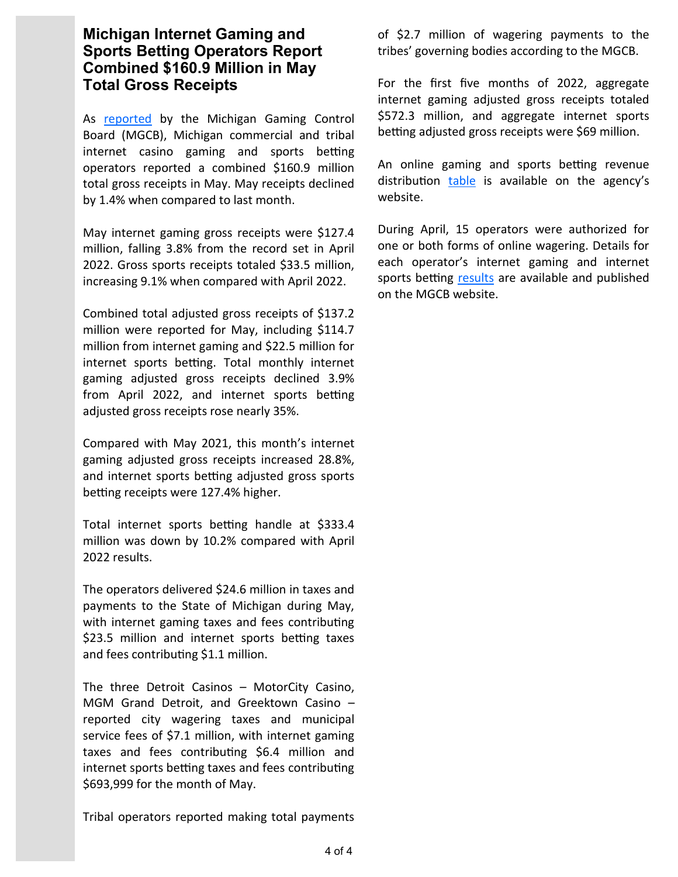## Michigan Internet Gaming and Sports Betting Operators Report Combined $160.9 Million in May Total Gross Receipts

As reported by the Michigan Gaming Control Board (MGCB), Michigan commercial and tribal internet casino gaming and sports betting operators reported a combined $160.9 million total gross receipts in May. May receipts declined by 1.4% when compared to last month.

May internet gaming gross receipts were $127.4 million, falling 3.8% from the record set in April 2022. Gross sports receipts totaled $33.5 million, increasing 9.1% when compared with April 2022.

Combined total adjusted gross receipts of $137.2 million were reported for May, including $114.7 million from internet gaming and $22.5 million for internet sports betting. Total monthly internet gaming adjusted gross receipts declined 3.9% from April 2022, and internet sports betting adjusted gross receipts rose nearly 35%.

Compared with May 2021, this month's internet gaming adjusted gross receipts increased 28.8%, and internet sports betting adjusted gross sports betting receipts were 127.4% higher.

Total internet sports betting handle at $333.4 million was down by 10.2% compared with April 2022 results.

The operators delivered $24.6 million in taxes and payments to the State of Michigan during May, with internet gaming taxes and fees contributing $23.5 million and internet sports betting taxes and fees contributing $1.1 million.

The three Detroit Casinos – MotorCity Casino, MGM Grand Detroit, and Greektown Casino – reported city wagering taxes and municipal service fees of $7.1 million, with internet gaming taxes and fees contributing $6.4 million and internet sports betting taxes and fees contributing $693,999 for the month of May.

Tribal operators reported making total payments of $2.7 million of wagering payments to the tribes' governing bodies according to the MGCB.

For the first five months of 2022, aggregate internet gaming adjusted gross receipts totaled $572.3 million, and aggregate internet sports betting adjusted gross receipts were $69 million.

An online gaming and sports betting revenue distribution table is available on the agency's website.

During April, 15 operators were authorized for one or both forms of online wagering. Details for each operator's internet gaming and internet sports betting results are available and published on the MGCB website.